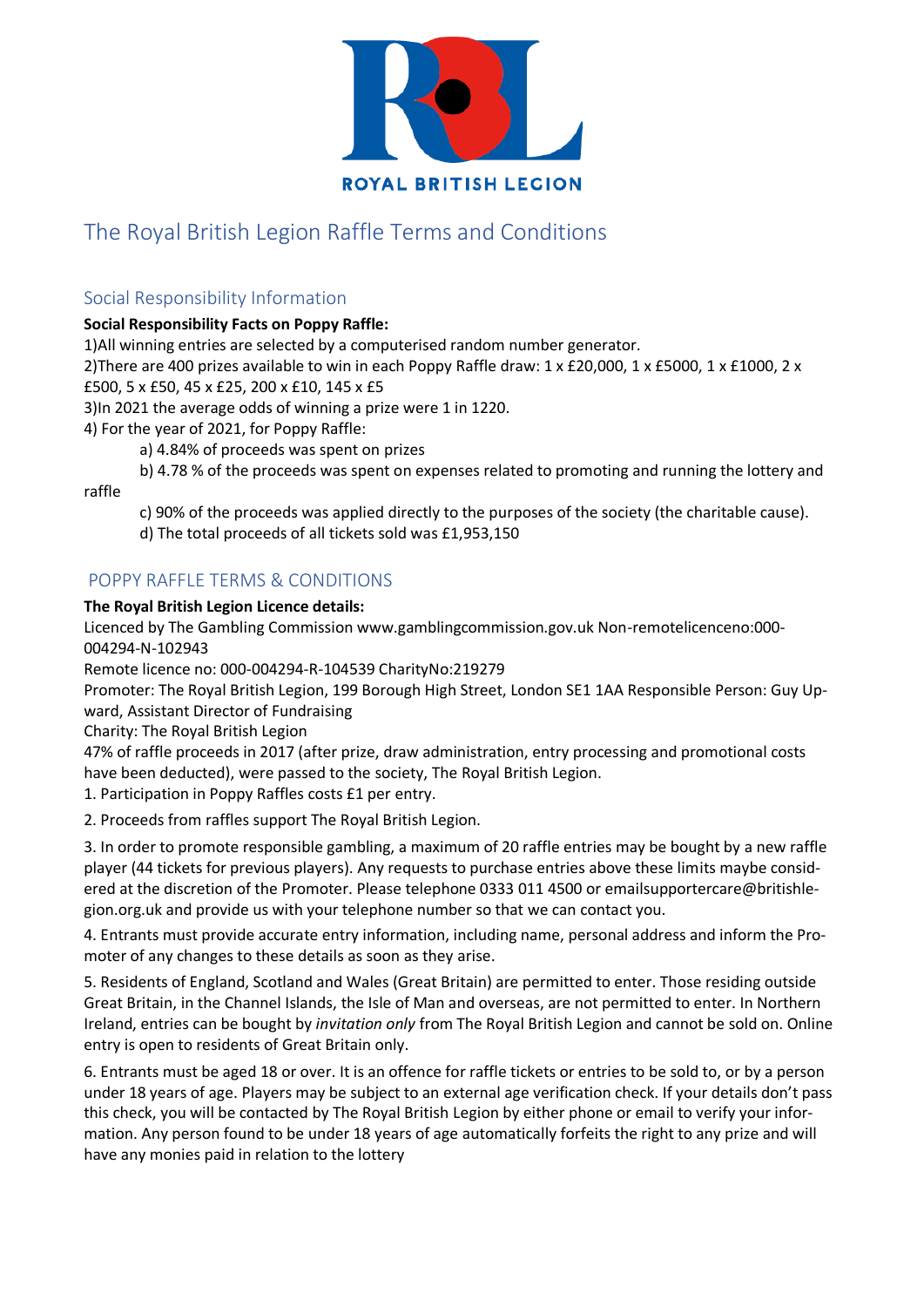ROYAL BRITISH LEGION

# The Royal British Legion Raffle Terms and Conditions

## Social Responsibility Information

**Social Responsibility Facts on Poppy Raffle:**

1)All winning entries are selected by a computerised random number generator.

2)There are 400 prizes available to win in each Poppy Raffle draw: 1 x £20,000, 1 x £5000, 1 x £1000, 2 x £500, 5 x £50, 45 x £25, 200 x £10, 145 x £5

3)In 2021 the average odds of winning a prize were 1 in 1220.

4) For the year of 2021, for Poppy Raffle:

a) 4.84% of proceeds was spent on prizes

b) 4.78 % of the proceeds was spent on expenses related to promoting and running the lottery and raffle

c) 90% of the proceeds was applied directly to the purposes of the society (the charitable cause).

d) The total proceeds of all tickets sold was £1,953,150

## POPPY RAFFLE TERMS & CONDITIONS

**The Royal British Legion Licence details:**

Licenced by The Gambling Commission www.gamblingcommission.gov.uk Non-remotelicenceno:000-004294-N-102943

Remote licence no: 000-004294-R-104539 CharityNo:219279

Promoter: The Royal British Legion, 199 Borough High Street, London SE1 1AA Responsible Person: Guy Upward, Assistant Director of Fundraising

Charity: The Royal British Legion

47% of raffle proceeds in 2017 (after prize, draw administration, entry processing and promotional costs have been deducted), were passed to the society, The Royal British Legion.

1. Participation in Poppy Raffles costs £1 per entry.

2. Proceeds from raffles support The Royal British Legion.

3. In order to promote responsible gambling, a maximum of 20 raffle entries may be bought by a new raffle player (44 tickets for previous players). Any requests to purchase entries above these limits maybe considered at the discretion of the Promoter. Please telephone 0333 011 4500 or emailsupportercare@britishlegion.org.uk and provide us with your telephone number so that we can contact you.

4. Entrants must provide accurate entry information, including name, personal address and inform the Promoter of any changes to these details as soon as they arise.

5. Residents of England, Scotland and Wales (Great Britain) are permitted to enter. Those residing outside Great Britain, in the Channel Islands, the Isle of Man and overseas, are not permitted to enter. In Northern Ireland, entries can be bought by *invitation only* from The Royal British Legion and cannot be sold on. Online entry is open to residents of Great Britain only.

6. Entrants must be aged 18 or over. It is an offence for raffle tickets or entries to be sold to, or by a person under 18 years of age. Players may be subject to an external age verification check. If your details don't pass this check, you will be contacted by The Royal British Legion by either phone or email to verify your information. Any person found to be under 18 years of age automatically forfeits the right to any prize and will have any monies paid in relation to the lottery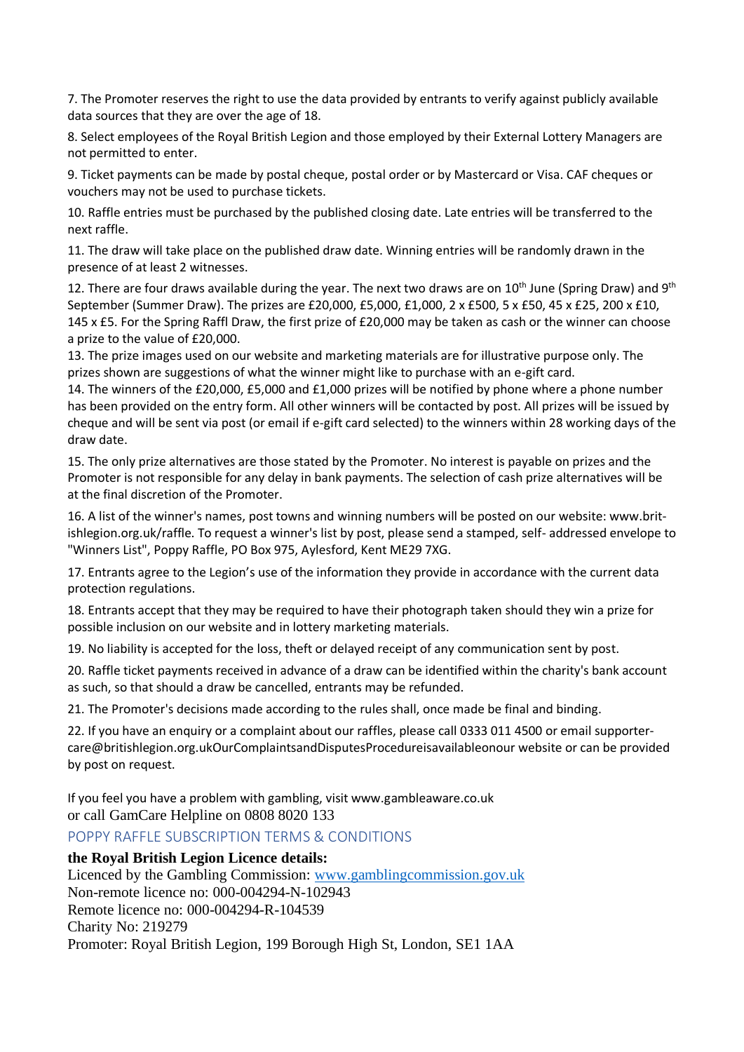7. The Promoter reserves the right to use the data provided by entrants to verify against publicly available data sources that they are over the age of 18.

8. Select employees of the Royal British Legion and those employed by their External Lottery Managers are not permitted to enter.

9. Ticket payments can be made by postal cheque, postal order or by Mastercard or Visa. CAF cheques or vouchers may not be used to purchase tickets.

10. Raffle entries must be purchased by the published closing date. Late entries will be transferred to the next raffle.

11. The draw will take place on the published draw date. Winning entries will be randomly drawn in the presence of at least 2 witnesses.

12. There are four draws available during the year. The next two draws are on 10th June (Spring Draw) and 9th September (Summer Draw). The prizes are £20,000, £5,000, £1,000, 2 x £500, 5 x £50, 45 x £25, 200 x £10, 145 x £5. For the Spring Raffl Draw, the first prize of £20,000 may be taken as cash or the winner can choose a prize to the value of £20,000.

13. The prize images used on our website and marketing materials are for illustrative purpose only. The prizes shown are suggestions of what the winner might like to purchase with an e-gift card.

14. The winners of the £20,000, £5,000 and £1,000 prizes will be notified by phone where a phone number has been provided on the entry form. All other winners will be contacted by post. All prizes will be issued by cheque and will be sent via post (or email if e-gift card selected) to the winners within 28 working days of the draw date.

15. The only prize alternatives are those stated by the Promoter. No interest is payable on prizes and the Promoter is not responsible for any delay in bank payments. The selection of cash prize alternatives will be at the final discretion of the Promoter.

16. A list of the winner's names, post towns and winning numbers will be posted on our website: www.britishlegion.org.uk/raffle. To request a winner's list by post, please send a stamped, self- addressed envelope to "Winners List", Poppy Raffle, PO Box 975, Aylesford, Kent ME29 7XG.

17. Entrants agree to the Legion's use of the information they provide in accordance with the current data protection regulations.

18. Entrants accept that they may be required to have their photograph taken should they win a prize for possible inclusion on our website and in lottery marketing materials.

19. No liability is accepted for the loss, theft or delayed receipt of any communication sent by post.

20. Raffle ticket payments received in advance of a draw can be identified within the charity's bank account as such, so that should a draw be cancelled, entrants may be refunded.

21. The Promoter's decisions made according to the rules shall, once made be final and binding.

22. If you have an enquiry or a complaint about our raffles, please call 0333 011 4500 or email supporter-care@britishlegion.org.ukOurComplaintsandDisputesProcedureisavailableonour website or can be provided by post on request.

If you feel you have a problem with gambling, visit www.gambleaware.co.uk
or call GamCare Helpline on 0808 8020 133

## POPPY RAFFLE SUBSCRIPTION TERMS & CONDITIONS

**the Royal British Legion Licence details:**

Licenced by the Gambling Commission: www.gamblingcommission.gov.uk
Non-remote licence no: 000-004294-N-102943
Remote licence no: 000-004294-R-104539
Charity No: 219279
Promoter: Royal British Legion, 199 Borough High St, London, SE1 1AA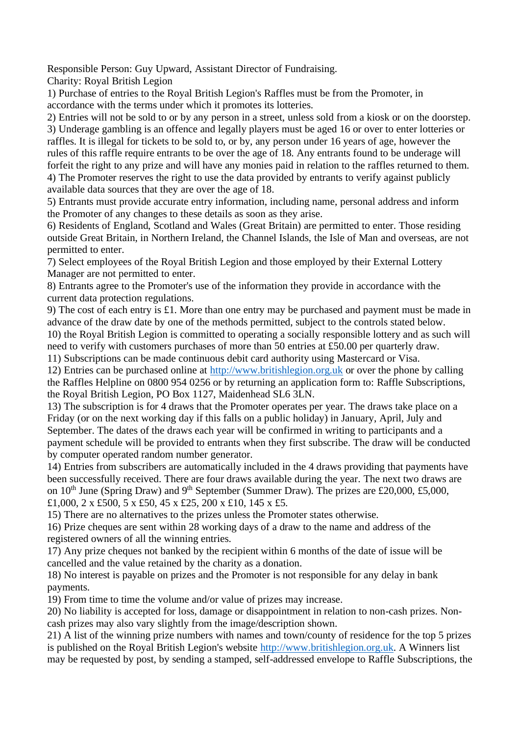Responsible Person: Guy Upward, Assistant Director of Fundraising.
Charity: Royal British Legion

1) Purchase of entries to the Royal British Legion's Raffles must be from the Promoter, in accordance with the terms under which it promotes its lotteries.
2) Entries will not be sold to or by any person in a street, unless sold from a kiosk or on the doorstep.
3) Underage gambling is an offence and legally players must be aged 16 or over to enter lotteries or raffles. It is illegal for tickets to be sold to, or by, any person under 16 years of age, however the rules of this raffle require entrants to be over the age of 18. Any entrants found to be underage will forfeit the right to any prize and will have any monies paid in relation to the raffles returned to them.
4) The Promoter reserves the right to use the data provided by entrants to verify against publicly available data sources that they are over the age of 18.
5) Entrants must provide accurate entry information, including name, personal address and inform the Promoter of any changes to these details as soon as they arise.
6) Residents of England, Scotland and Wales (Great Britain) are permitted to enter. Those residing outside Great Britain, in Northern Ireland, the Channel Islands, the Isle of Man and overseas, are not permitted to enter.
7) Select employees of the Royal British Legion and those employed by their External Lottery Manager are not permitted to enter.
8) Entrants agree to the Promoter's use of the information they provide in accordance with the current data protection regulations.
9) The cost of each entry is £1. More than one entry may be purchased and payment must be made in advance of the draw date by one of the methods permitted, subject to the controls stated below.
10) the Royal British Legion is committed to operating a socially responsible lottery and as such will need to verify with customers purchases of more than 50 entries at £50.00 per quarterly draw.
11) Subscriptions can be made continuous debit card authority using Mastercard or Visa.
12) Entries can be purchased online at http://www.britishlegion.org.uk or over the phone by calling the Raffles Helpline on 0800 954 0256 or by returning an application form to: Raffle Subscriptions, the Royal British Legion, PO Box 1127, Maidenhead SL6 3LN.
13) The subscription is for 4 draws that the Promoter operates per year. The draws take place on a Friday (or on the next working day if this falls on a public holiday) in January, April, July and September. The dates of the draws each year will be confirmed in writing to participants and a payment schedule will be provided to entrants when they first subscribe. The draw will be conducted by computer operated random number generator.
14) Entries from subscribers are automatically included in the 4 draws providing that payments have been successfully received. There are four draws available during the year. The next two draws are on 10th June (Spring Draw) and 9th September (Summer Draw). The prizes are £20,000, £5,000, £1,000, 2 x £500, 5 x £50, 45 x £25, 200 x £10, 145 x £5.
15) There are no alternatives to the prizes unless the Promoter states otherwise.
16) Prize cheques are sent within 28 working days of a draw to the name and address of the registered owners of all the winning entries.
17) Any prize cheques not banked by the recipient within 6 months of the date of issue will be cancelled and the value retained by the charity as a donation.
18) No interest is payable on prizes and the Promoter is not responsible for any delay in bank payments.
19) From time to time the volume and/or value of prizes may increase.
20) No liability is accepted for loss, damage or disappointment in relation to non-cash prizes. Non-cash prizes may also vary slightly from the image/description shown.
21) A list of the winning prize numbers with names and town/county of residence for the top 5 prizes is published on the Royal British Legion's website http://www.britishlegion.org.uk. A Winners list may be requested by post, by sending a stamped, self-addressed envelope to Raffle Subscriptions, the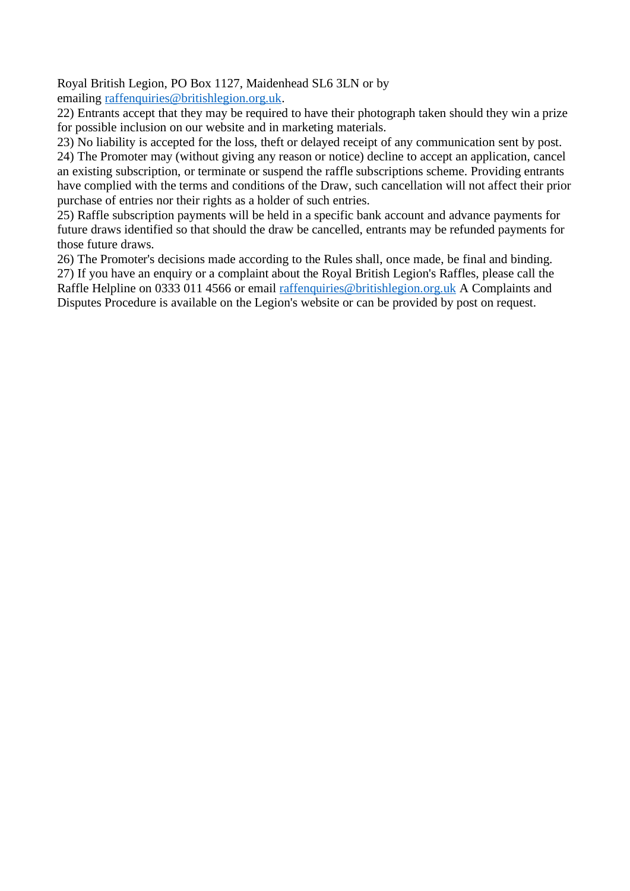Royal British Legion, PO Box 1127, Maidenhead SL6 3LN or by emailing raffenquiries@britishlegion.org.uk.

22) Entrants accept that they may be required to have their photograph taken should they win a prize for possible inclusion on our website and in marketing materials.

23) No liability is accepted for the loss, theft or delayed receipt of any communication sent by post.

24) The Promoter may (without giving any reason or notice) decline to accept an application, cancel an existing subscription, or terminate or suspend the raffle subscriptions scheme. Providing entrants have complied with the terms and conditions of the Draw, such cancellation will not affect their prior purchase of entries nor their rights as a holder of such entries.

25) Raffle subscription payments will be held in a specific bank account and advance payments for future draws identified so that should the draw be cancelled, entrants may be refunded payments for those future draws.

26) The Promoter's decisions made according to the Rules shall, once made, be final and binding.

27) If you have an enquiry or a complaint about the Royal British Legion's Raffles, please call the Raffle Helpline on 0333 011 4566 or email raffenquiries@britishlegion.org.uk A Complaints and Disputes Procedure is available on the Legion's website or can be provided by post on request.